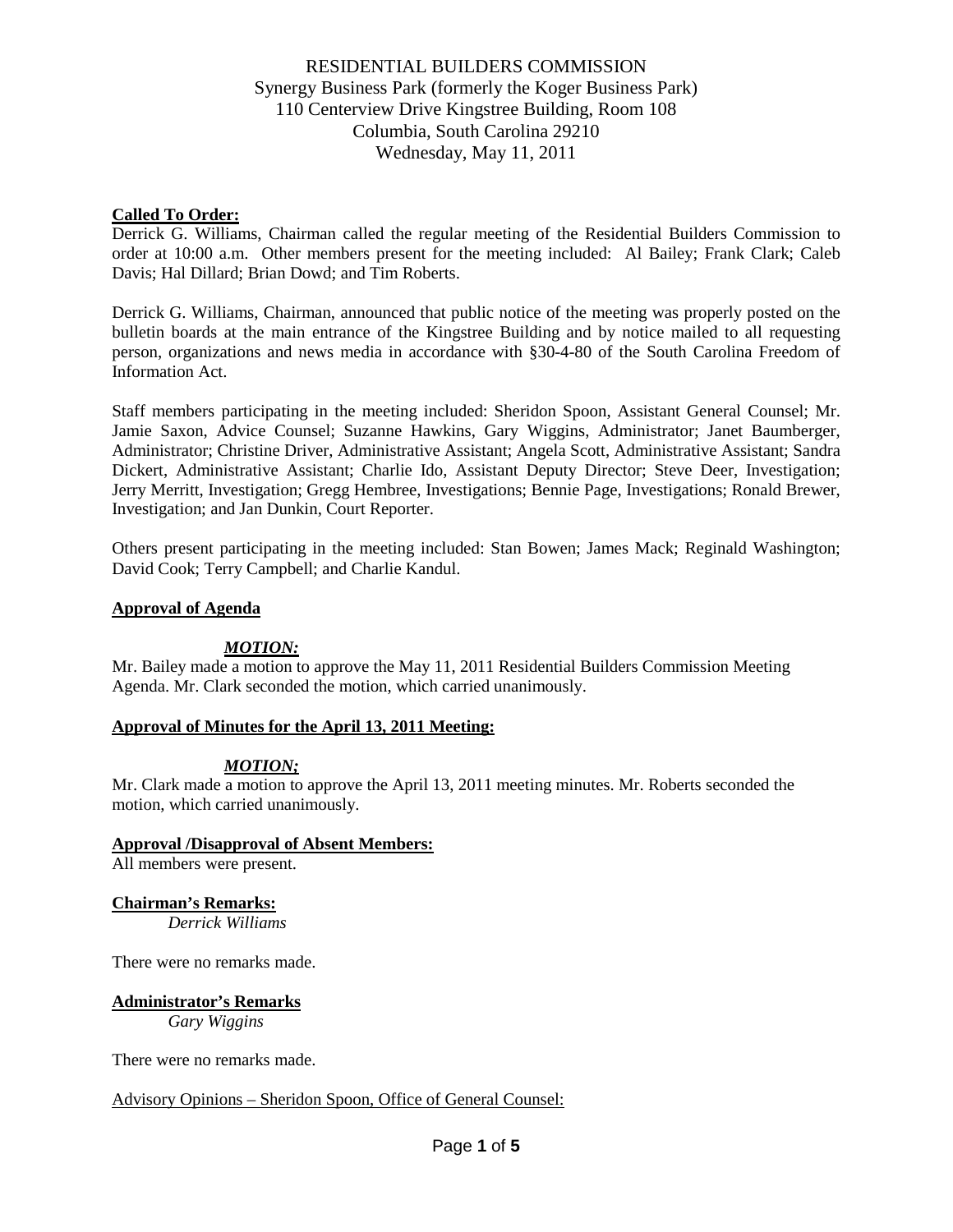# RESIDENTIAL BUILDERS COMMISSION

Synergy Business Park (formerly the Koger Business Park)
110 Centerview Drive Kingstree Building, Room 108
Columbia, South Carolina 29210
Wednesday, May 11, 2011

**Called To Order:**

Derrick G. Williams, Chairman called the regular meeting of the Residential Builders Commission to order at 10:00 a.m. Other members present for the meeting included: Al Bailey; Frank Clark; Caleb Davis; Hal Dillard; Brian Dowd; and Tim Roberts.

Derrick G. Williams, Chairman, announced that public notice of the meeting was properly posted on the bulletin boards at the main entrance of the Kingstree Building and by notice mailed to all requesting person, organizations and news media in accordance with §30-4-80 of the South Carolina Freedom of Information Act.

Staff members participating in the meeting included: Sheridon Spoon, Assistant General Counsel; Mr. Jamie Saxon, Advice Counsel; Suzanne Hawkins, Gary Wiggins, Administrator; Janet Baumberger, Administrator; Christine Driver, Administrative Assistant; Angela Scott, Administrative Assistant; Sandra Dickert, Administrative Assistant; Charlie Ido, Assistant Deputy Director; Steve Deer, Investigation; Jerry Merritt, Investigation; Gregg Hembree, Investigations; Bennie Page, Investigations; Ronald Brewer, Investigation; and Jan Dunkin, Court Reporter.

Others present participating in the meeting included: Stan Bowen; James Mack; Reginald Washington; David Cook; Terry Campbell; and Charlie Kandul.

**Approval of Agenda**

***MOTION:***

Mr. Bailey made a motion to approve the May 11, 2011 Residential Builders Commission Meeting Agenda. Mr. Clark seconded the motion, which carried unanimously.

**Approval of Minutes for the April 13, 2011 Meeting:**

***MOTION;***

Mr. Clark made a motion to approve the April 13, 2011 meeting minutes. Mr. Roberts seconded the motion, which carried unanimously.

**Approval /Disapproval of Absent Members:**

All members were present.

**Chairman's Remarks:**

*Derrick Williams*

There were no remarks made.

**Administrator's Remarks**

*Gary Wiggins*

There were no remarks made.

Advisory Opinions – Sheridon Spoon, Office of General Counsel: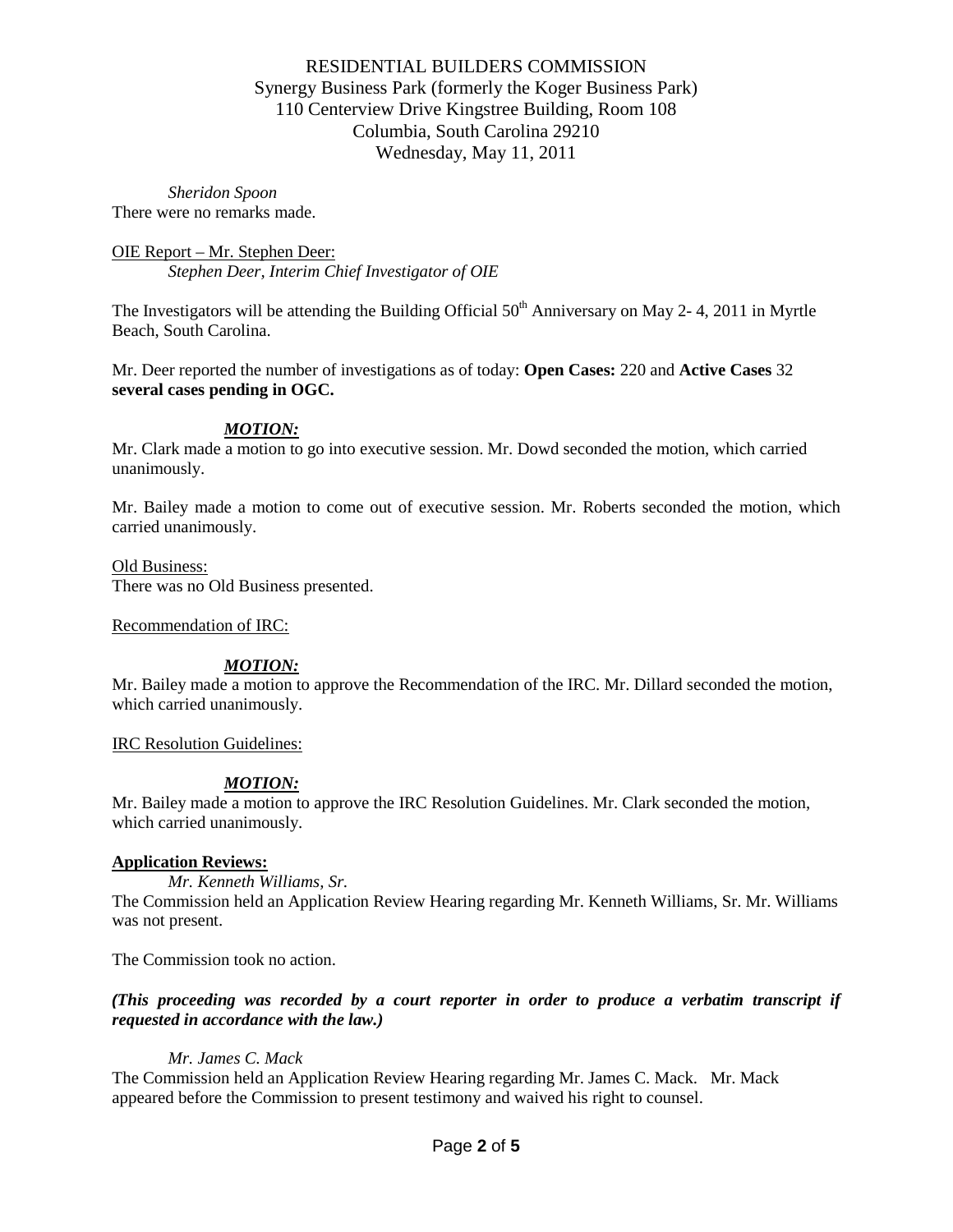RESIDENTIAL BUILDERS COMMISSION
Synergy Business Park (formerly the Koger Business Park)
110 Centerview Drive Kingstree Building, Room 108
Columbia, South Carolina 29210
Wednesday, May 11, 2011

*Sheridon Spoon*
There were no remarks made.

OIE Report – Mr. Stephen Deer:
*Stephen Deer, Interim Chief Investigator of OIE*

The Investigators will be attending the Building Official 50th Anniversary on May 2- 4, 2011 in Myrtle Beach, South Carolina.

Mr. Deer reported the number of investigations as of today: **Open Cases:** 220 and **Active Cases** 32 **several cases pending in OGC.**

***MOTION:***
Mr. Clark made a motion to go into executive session. Mr. Dowd seconded the motion, which carried unanimously.

Mr. Bailey made a motion to come out of executive session. Mr. Roberts seconded the motion, which carried unanimously.

Old Business:
There was no Old Business presented.

Recommendation of IRC:

***MOTION:***
Mr. Bailey made a motion to approve the Recommendation of the IRC. Mr. Dillard seconded the motion, which carried unanimously.

IRC Resolution Guidelines:

***MOTION:***
Mr. Bailey made a motion to approve the IRC Resolution Guidelines. Mr. Clark seconded the motion, which carried unanimously.

**Application Reviews:**

*Mr. Kenneth Williams, Sr.*
The Commission held an Application Review Hearing regarding Mr. Kenneth Williams, Sr. Mr. Williams was not present.

The Commission took no action.

***(This proceeding was recorded by a court reporter in order to produce a verbatim transcript if requested in accordance with the law.)***

*Mr. James C. Mack*
The Commission held an Application Review Hearing regarding Mr. James C. Mack. Mr. Mack appeared before the Commission to present testimony and waived his right to counsel.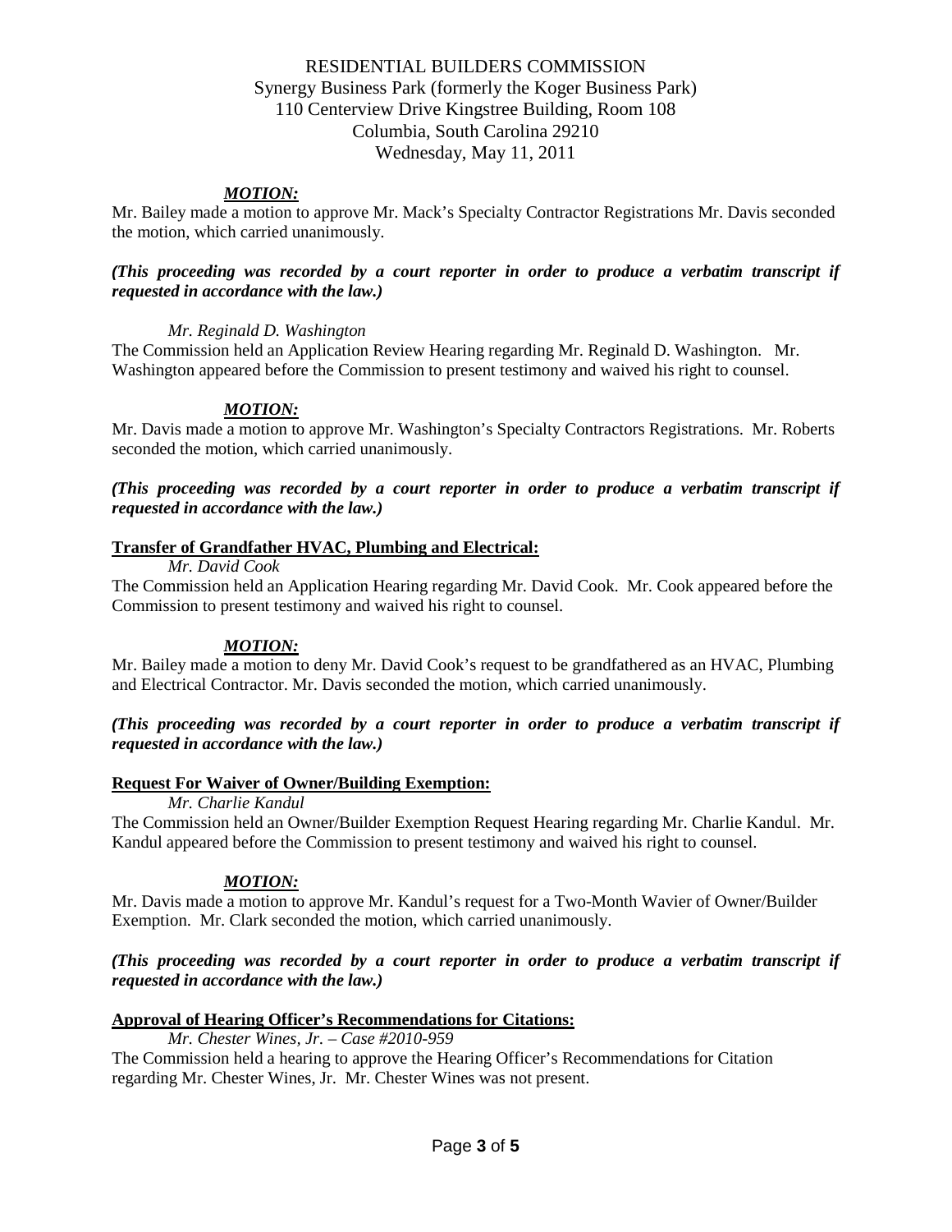RESIDENTIAL BUILDERS COMMISSION
Synergy Business Park (formerly the Koger Business Park)
110 Centerview Drive Kingstree Building, Room 108
Columbia, South Carolina 29210
Wednesday, May 11, 2011

***MOTION:***

Mr. Bailey made a motion to approve Mr. Mack's Specialty Contractor Registrations Mr. Davis seconded the motion, which carried unanimously.

***(This proceeding was recorded by a court reporter in order to produce a verbatim transcript if requested in accordance with the law.)***

*Mr. Reginald D. Washington*

The Commission held an Application Review Hearing regarding Mr. Reginald D. Washington. Mr. Washington appeared before the Commission to present testimony and waived his right to counsel.

***MOTION:***

Mr. Davis made a motion to approve Mr. Washington's Specialty Contractors Registrations. Mr. Roberts seconded the motion, which carried unanimously.

***(This proceeding was recorded by a court reporter in order to produce a verbatim transcript if requested in accordance with the law.)***

**Transfer of Grandfather HVAC, Plumbing and Electrical:**

*Mr. David Cook*

The Commission held an Application Hearing regarding Mr. David Cook. Mr. Cook appeared before the Commission to present testimony and waived his right to counsel.

***MOTION:***

Mr. Bailey made a motion to deny Mr. David Cook's request to be grandfathered as an HVAC, Plumbing and Electrical Contractor. Mr. Davis seconded the motion, which carried unanimously.

***(This proceeding was recorded by a court reporter in order to produce a verbatim transcript if requested in accordance with the law.)***

**Request For Waiver of Owner/Building Exemption:**

*Mr. Charlie Kandul*

The Commission held an Owner/Builder Exemption Request Hearing regarding Mr. Charlie Kandul. Mr. Kandul appeared before the Commission to present testimony and waived his right to counsel.

***MOTION:***

Mr. Davis made a motion to approve Mr. Kandul's request for a Two-Month Wavier of Owner/Builder Exemption. Mr. Clark seconded the motion, which carried unanimously.

***(This proceeding was recorded by a court reporter in order to produce a verbatim transcript if requested in accordance with the law.)***

**Approval of Hearing Officer's Recommendations for Citations:**

*Mr. Chester Wines, Jr. – Case #2010-959*

The Commission held a hearing to approve the Hearing Officer's Recommendations for Citation regarding Mr. Chester Wines, Jr. Mr. Chester Wines was not present.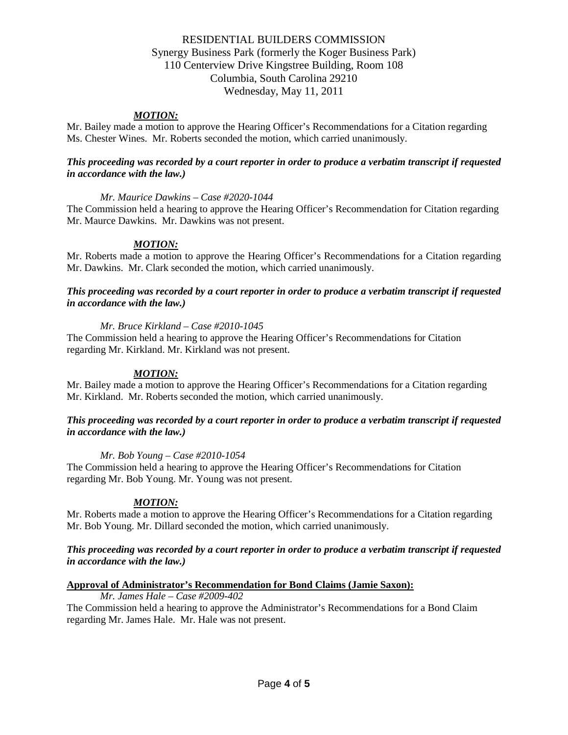RESIDENTIAL BUILDERS COMMISSION
Synergy Business Park (formerly the Koger Business Park)
110 Centerview Drive Kingstree Building, Room 108
Columbia, South Carolina 29210
Wednesday, May 11, 2011

***MOTION:***

Mr. Bailey made a motion to approve the Hearing Officer's Recommendations for a Citation regarding Ms. Chester Wines. Mr. Roberts seconded the motion, which carried unanimously.

***This proceeding was recorded by a court reporter in order to produce a verbatim transcript if requested in accordance with the law.)***

*Mr. Maurice Dawkins – Case #2020-1044*

The Commission held a hearing to approve the Hearing Officer's Recommendation for Citation regarding Mr. Maurce Dawkins. Mr. Dawkins was not present.

***MOTION:***

Mr. Roberts made a motion to approve the Hearing Officer's Recommendations for a Citation regarding Mr. Dawkins. Mr. Clark seconded the motion, which carried unanimously.

***This proceeding was recorded by a court reporter in order to produce a verbatim transcript if requested in accordance with the law.)***

*Mr. Bruce Kirkland – Case #2010-1045*

The Commission held a hearing to approve the Hearing Officer's Recommendations for Citation regarding Mr. Kirkland. Mr. Kirkland was not present.

***MOTION:***

Mr. Bailey made a motion to approve the Hearing Officer's Recommendations for a Citation regarding Mr. Kirkland. Mr. Roberts seconded the motion, which carried unanimously.

***This proceeding was recorded by a court reporter in order to produce a verbatim transcript if requested in accordance with the law.)***

*Mr. Bob Young – Case #2010-1054*

The Commission held a hearing to approve the Hearing Officer's Recommendations for Citation regarding Mr. Bob Young. Mr. Young was not present.

***MOTION:***

Mr. Roberts made a motion to approve the Hearing Officer's Recommendations for a Citation regarding Mr. Bob Young. Mr. Dillard seconded the motion, which carried unanimously.

***This proceeding was recorded by a court reporter in order to produce a verbatim transcript if requested in accordance with the law.)***

**Approval of Administrator's Recommendation for Bond Claims (Jamie Saxon):**

*Mr. James Hale – Case #2009-402*

The Commission held a hearing to approve the Administrator's Recommendations for a Bond Claim regarding Mr. James Hale. Mr. Hale was not present.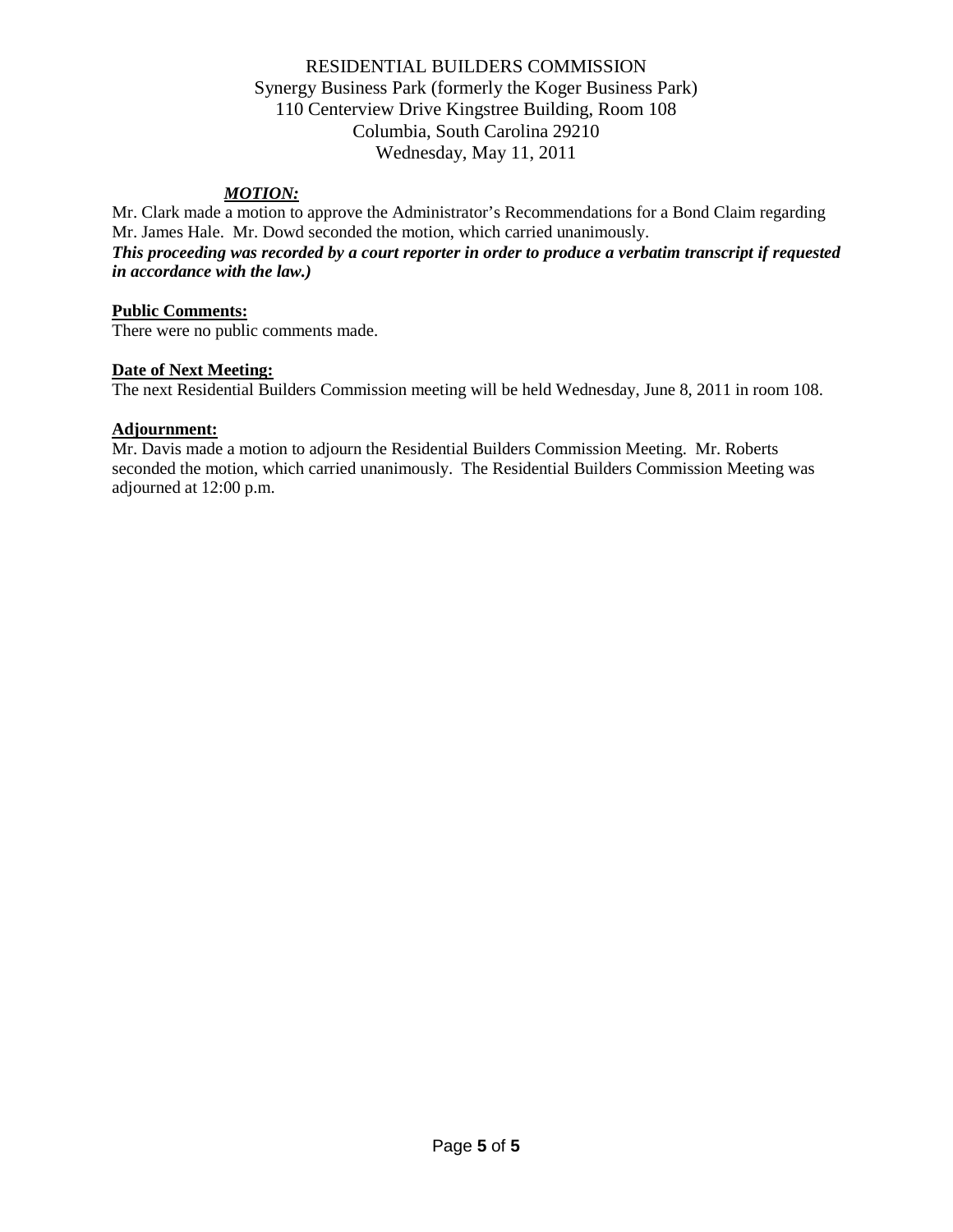RESIDENTIAL BUILDERS COMMISSION
Synergy Business Park (formerly the Koger Business Park)
110 Centerview Drive Kingstree Building, Room 108
Columbia, South Carolina 29210
Wednesday, May 11, 2011

***MOTION:***

Mr. Clark made a motion to approve the Administrator's Recommendations for a Bond Claim regarding Mr. James Hale. Mr. Dowd seconded the motion, which carried unanimously.
***This proceeding was recorded by a court reporter in order to produce a verbatim transcript if requested in accordance with the law.)***

**Public Comments:**

There were no public comments made.

**Date of Next Meeting:**

The next Residential Builders Commission meeting will be held Wednesday, June 8, 2011 in room 108.

**Adjournment:**

Mr. Davis made a motion to adjourn the Residential Builders Commission Meeting. Mr. Roberts seconded the motion, which carried unanimously. The Residential Builders Commission Meeting was adjourned at 12:00 p.m.